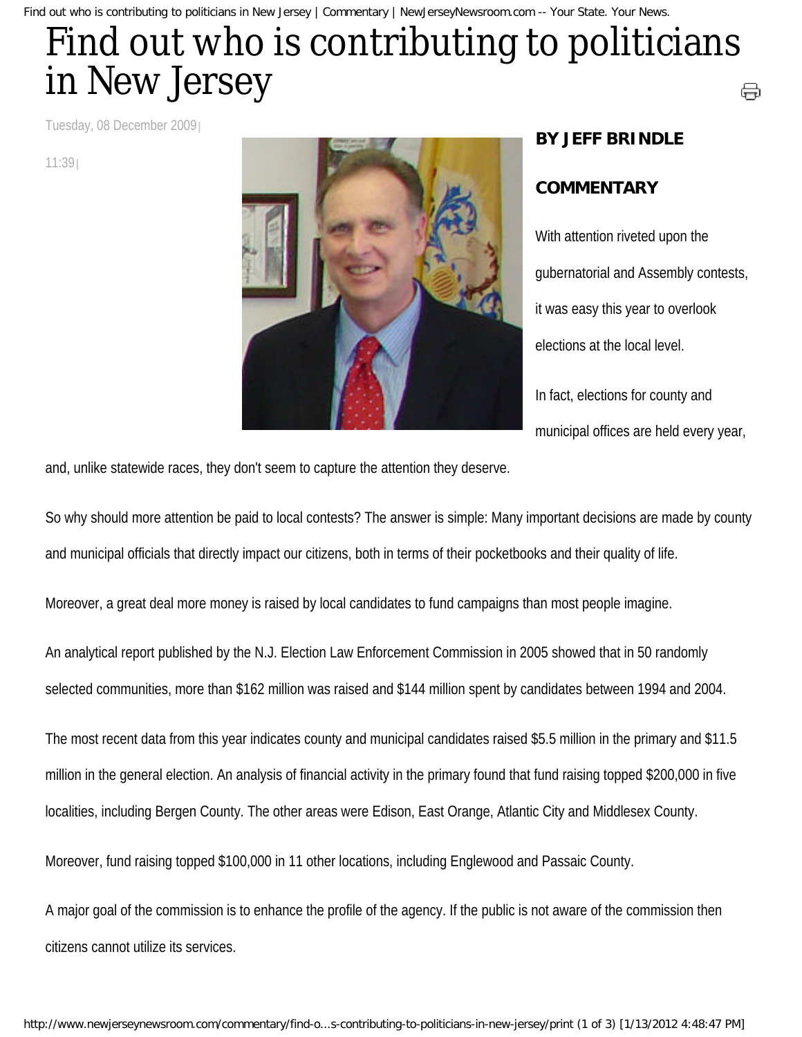# Find out who is contributing to politicians in New Jersey

Tuesday, 08 December 2009

11:39

**BY JEFF BRINDLE**

**COMMENTARY**

With attention riveted upon the gubernatorial and Assembly contests, it was easy this year to overlook elections at the local level.

In fact, elections for county and municipal offices are held every year, and, unlike statewide races, they don't seem to capture the attention they deserve.

So why should more attention be paid to local contests? The answer is simple: Many important decisions are made by county and municipal officials that directly impact our citizens, both in terms of their pocketbooks and their quality of life.

Moreover, a great deal more money is raised by local candidates to fund campaigns than most people imagine.

An analytical report published by the N.J. Election Law Enforcement Commission in 2005 showed that in 50 randomly selected communities, more than $162 million was raised and $144 million spent by candidates between 1994 and 2004.

The most recent data from this year indicates county and municipal candidates raised $5.5 million in the primary and $11.5 million in the general election. An analysis of financial activity in the primary found that fund raising topped $200,000 in five localities, including Bergen County. The other areas were Edison, East Orange, Atlantic City and Middlesex County.

Moreover, fund raising topped $100,000 in 11 other locations, including Englewood and Passaic County.

A major goal of the commission is to enhance the profile of the agency. If the public is not aware of the commission then citizens cannot utilize its services.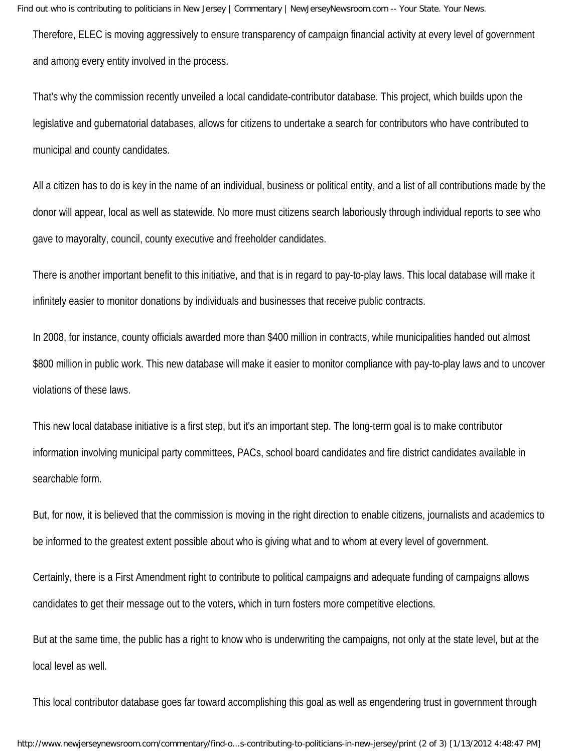Therefore, ELEC is moving aggressively to ensure transparency of campaign financial activity at every level of government and among every entity involved in the process.

That's why the commission recently unveiled a local candidate-contributor database. This project, which builds upon the legislative and gubernatorial databases, allows for citizens to undertake a search for contributors who have contributed to municipal and county candidates.

All a citizen has to do is key in the name of an individual, business or political entity, and a list of all contributions made by the donor will appear, local as well as statewide. No more must citizens search laboriously through individual reports to see who gave to mayoralty, council, county executive and freeholder candidates.

There is another important benefit to this initiative, and that is in regard to pay-to-play laws. This local database will make it infinitely easier to monitor donations by individuals and businesses that receive public contracts.

In 2008, for instance, county officials awarded more than $400 million in contracts, while municipalities handed out almost $800 million in public work. This new database will make it easier to monitor compliance with pay-to-play laws and to uncover violations of these laws.

This new local database initiative is a first step, but it's an important step. The long-term goal is to make contributor information involving municipal party committees, PACs, school board candidates and fire district candidates available in searchable form.

But, for now, it is believed that the commission is moving in the right direction to enable citizens, journalists and academics to be informed to the greatest extent possible about who is giving what and to whom at every level of government.

Certainly, there is a First Amendment right to contribute to political campaigns and adequate funding of campaigns allows candidates to get their message out to the voters, which in turn fosters more competitive elections.

But at the same time, the public has a right to know who is underwriting the campaigns, not only at the state level, but at the local level as well.

This local contributor database goes far toward accomplishing this goal as well as engendering trust in government through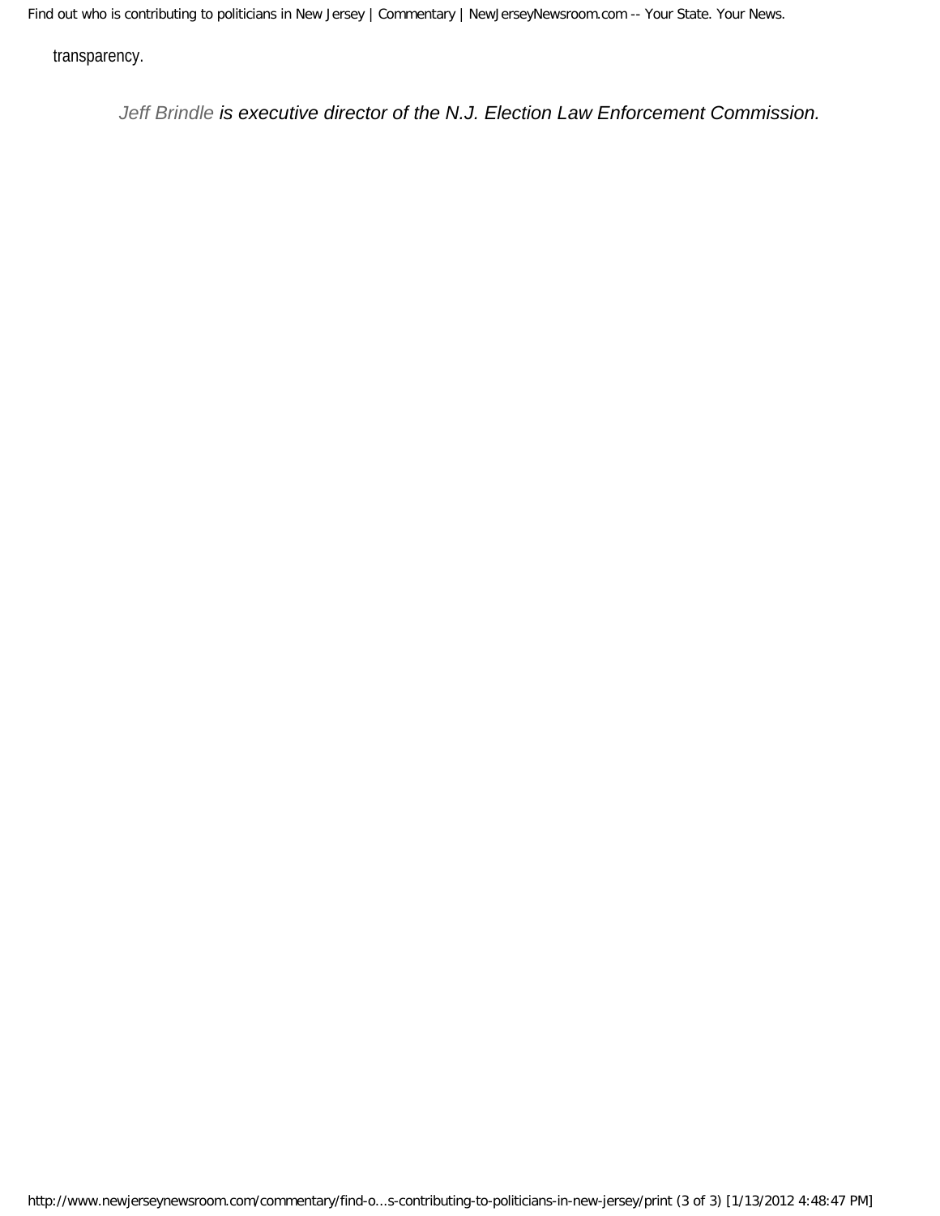transparency.

*Jeff Brindle is executive director of the N.J. Election Law Enforcement Commission.*